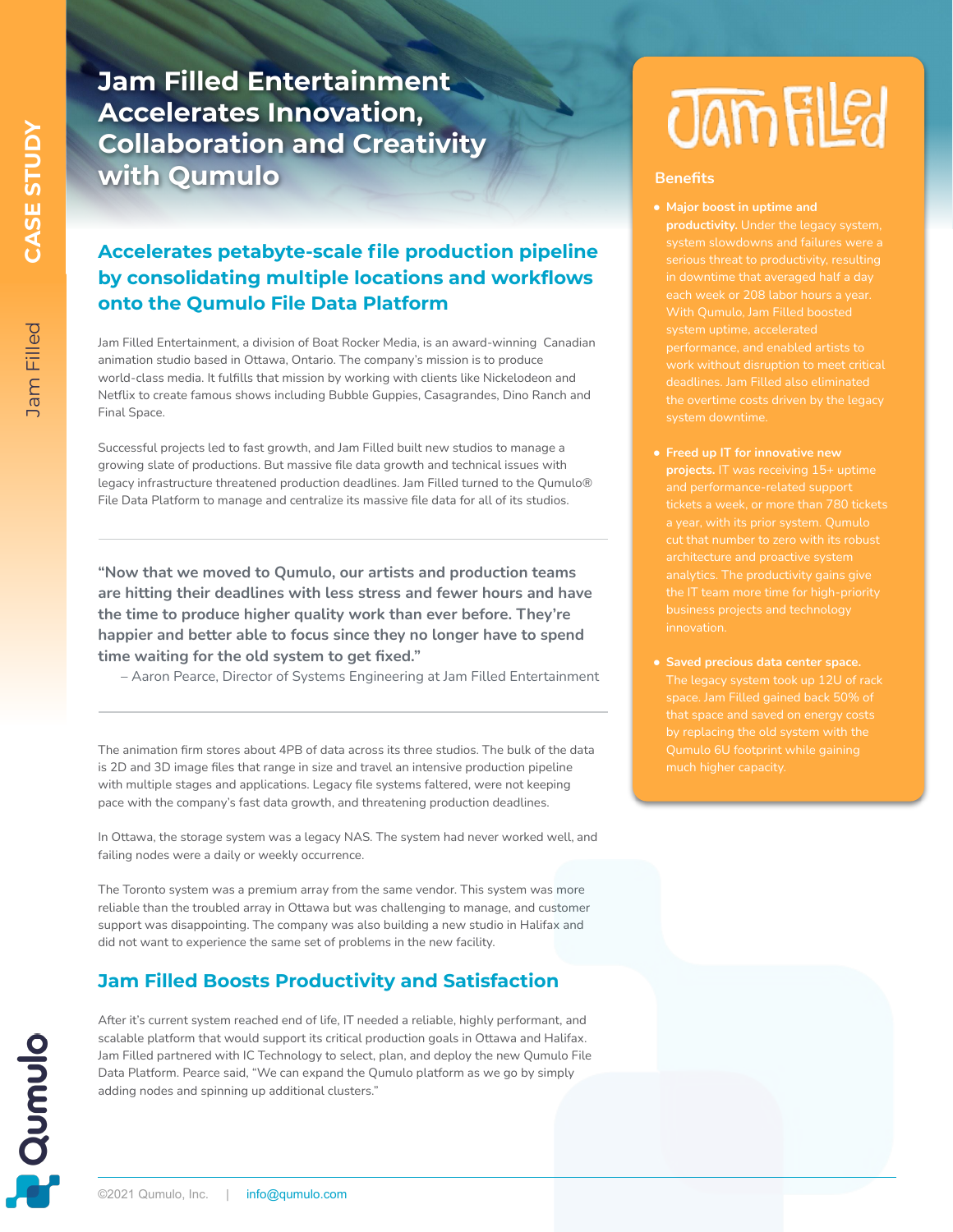# Jam Filled Entertainment Accelerates Innovation, Collaboration and Creativity with Qumulo

## Accelerates petabyte-scale file production pipeline by consolidating multiple locations and workflows onto the Qumulo File Data Platform

Jam Filled Entertainment, a division of Boat Rocker Media, is an award-winning Canadian animation studio based in Ottawa, Ontario. The company's mission is to produce world-class media. It fulfills that mission by working with clients like Nickelodeon and Netflix to create famous shows including Bubble Guppies, Casagrandes, Dino Ranch and Final Space.

Successful projects led to fast growth, and Jam Filled built new studios to manage a growing slate of productions. But massive file data growth and technical issues with legacy infrastructure threatened production deadlines. Jam Filled turned to the Qumulo® File Data Platform to manage and centralize its massive file data for all of its studios.

> **"Now that we moved to Qumulo, our artists and production teams are hitting their deadlines with less stress and fewer hours and have the time to produce higher quality work than ever before. They're happier and better able to focus since they no longer have to spend time waiting for the old system to get fixed."**
>
> – Aaron Pearce, Director of Systems Engineering at Jam Filled Entertainment

The animation firm stores about 4PB of data across its three studios. The bulk of the data is 2D and 3D image files that range in size and travel an intensive production pipeline with multiple stages and applications. Legacy file systems faltered, were not keeping pace with the company's fast data growth, and threatening production deadlines.

In Ottawa, the storage system was a legacy NAS. The system had never worked well, and failing nodes were a daily or weekly occurrence.

The Toronto system was a premium array from the same vendor. This system was more reliable than the troubled array in Ottawa but was challenging to manage, and customer support was disappointing. The company was also building a new studio in Halifax and did not want to experience the same set of problems in the new facility.

## Jam Filled Boosts Productivity and Satisfaction

After it's current system reached end of life, IT needed a reliable, highly performant, and scalable platform that would support its critical production goals in Ottawa and Halifax. Jam Filled partnered with IC Technology to select, plan, and deploy the new Qumulo File Data Platform. Pearce said, "We can expand the Qumulo platform as we go by simply adding nodes and spinning up additional clusters."

### Benefits

- **Major boost in uptime and productivity.** Under the legacy system, system slowdowns and failures were a serious threat to productivity, resulting in downtime that averaged half a day each week or 208 labor hours a year. With Qumulo, Jam Filled boosted system uptime, accelerated performance, and enabled artists to work without disruption to meet critical deadlines. Jam Filled also eliminated the overtime costs driven by the legacy system downtime.
- **Freed up IT for innovative new projects.** IT was receiving 15+ uptime and performance-related support tickets a week, or more than 780 tickets a year, with its prior system. Qumulo cut that number to zero with its robust architecture and proactive system analytics. The productivity gains give the IT team more time for high-priority business projects and technology innovation.
- **Saved precious data center space.** The legacy system took up 12U of rack space. Jam Filled gained back 50% of that space and saved on energy costs by replacing the old system with the Qumulo 6U footprint while gaining much higher capacity.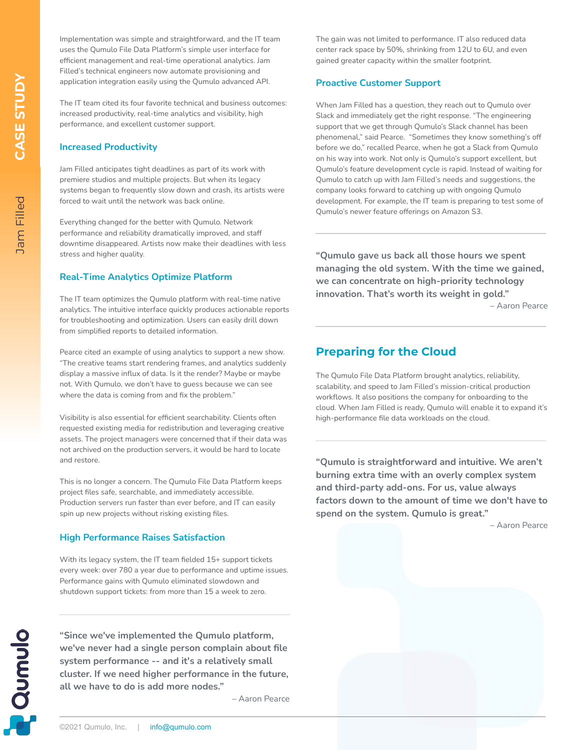Implementation was simple and straightforward, and the IT team uses the Qumulo File Data Platform's simple user interface for efficient management and real-time operational analytics. Jam Filled's technical engineers now automate provisioning and application integration easily using the Qumulo advanced API.

The IT team cited its four favorite technical and business outcomes: increased productivity, real-time analytics and visibility, high performance, and excellent customer support.

### Increased Productivity

Jam Filled anticipates tight deadlines as part of its work with premiere studios and multiple projects. But when its legacy systems began to frequently slow down and crash, its artists were forced to wait until the network was back online.

Everything changed for the better with Qumulo. Network performance and reliability dramatically improved, and staff downtime disappeared. Artists now make their deadlines with less stress and higher quality.

### Real-Time Analytics Optimize Platform

The IT team optimizes the Qumulo platform with real-time native analytics. The intuitive interface quickly produces actionable reports for troubleshooting and optimization. Users can easily drill down from simplified reports to detailed information.

Pearce cited an example of using analytics to support a new show. "The creative teams start rendering frames, and analytics suddenly display a massive influx of data. Is it the render? Maybe or maybe not. With Qumulo, we don't have to guess because we can see where the data is coming from and fix the problem."

Visibility is also essential for efficient searchability. Clients often requested existing media for redistribution and leveraging creative assets. The project managers were concerned that if their data was not archived on the production servers, it would be hard to locate and restore.

This is no longer a concern. The Qumulo File Data Platform keeps project files safe, searchable, and immediately accessible. Production servers run faster than ever before, and IT can easily spin up new projects without risking existing files.

### High Performance Raises Satisfaction

With its legacy system, the IT team fielded 15+ support tickets every week: over 780 a year due to performance and uptime issues. Performance gains with Qumulo eliminated slowdown and shutdown support tickets: from more than 15 a week to zero.

**"Since we've implemented the Qumulo platform, we've never had a single person complain about file system performance -- and it's a relatively small cluster. If we need higher performance in the future, all we have to do is add more nodes."**

– Aaron Pearce

The gain was not limited to performance. IT also reduced data center rack space by 50%, shrinking from 12U to 6U, and even gained greater capacity within the smaller footprint.

### Proactive Customer Support

When Jam Filled has a question, they reach out to Qumulo over Slack and immediately get the right response. "The engineering support that we get through Qumulo's Slack channel has been phenomenal," said Pearce. "Sometimes they know something's off before we do," recalled Pearce, when he got a Slack from Qumulo on his way into work. Not only is Qumulo's support excellent, but Qumulo's feature development cycle is rapid. Instead of waiting for Qumulo to catch up with Jam Filled's needs and suggestions, the company looks forward to catching up with ongoing Qumulo development. For example, the IT team is preparing to test some of Qumulo's newer feature offerings on Amazon S3.

**"Qumulo gave us back all those hours we spent managing the old system. With the time we gained, we can concentrate on high-priority technology innovation. That's worth its weight in gold."**

– Aaron Pearce

## Preparing for the Cloud

The Qumulo File Data Platform brought analytics, reliability, scalability, and speed to Jam Filled's mission-critical production workflows. It also positions the company for onboarding to the cloud. When Jam Filled is ready, Qumulo will enable it to expand it's high-performance file data workloads on the cloud.

**"Qumulo is straightforward and intuitive. We aren't burning extra time with an overly complex system and third-party add-ons. For us, value always factors down to the amount of time we don't have to spend on the system. Qumulo is great."**

– Aaron Pearce